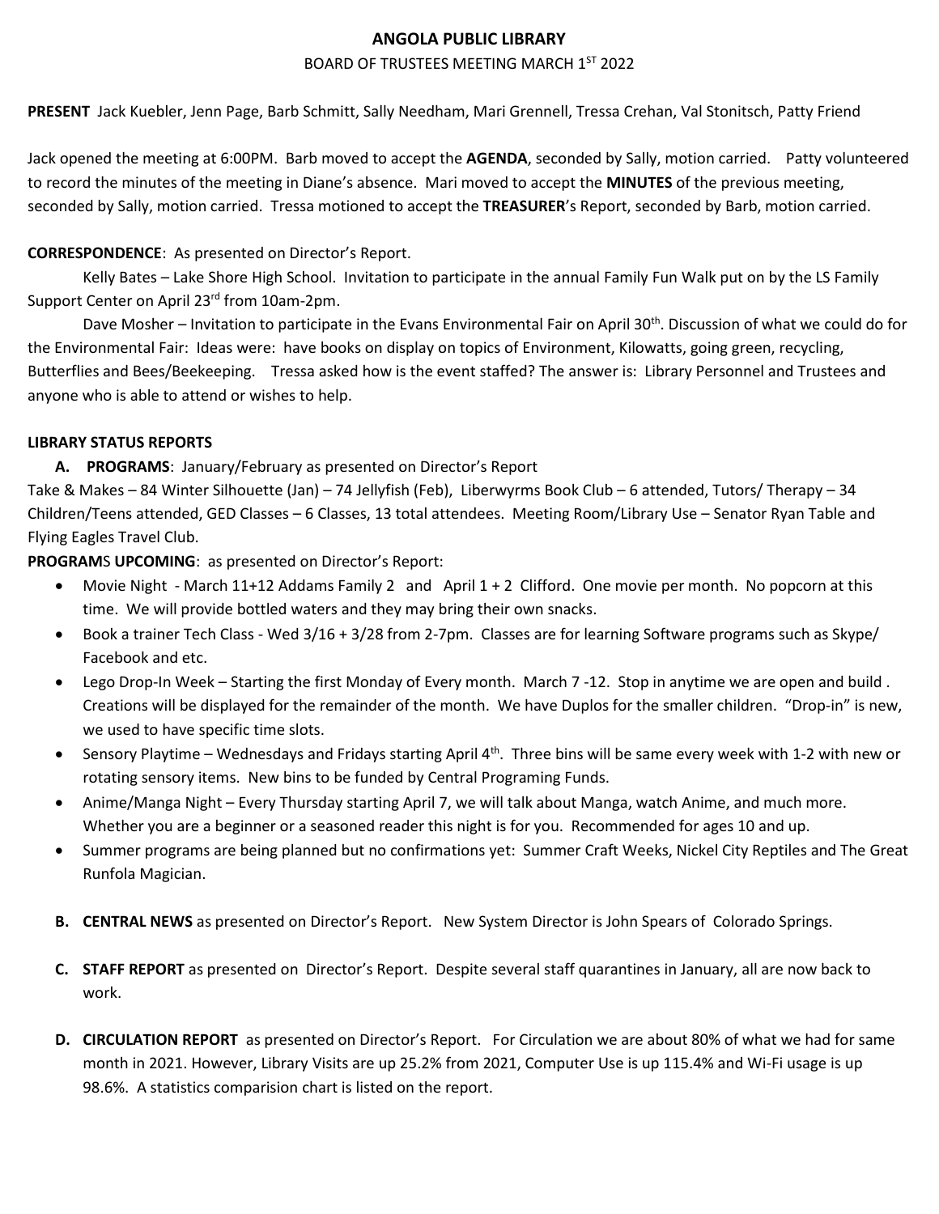# ANGOLA PUBLIC LIBRARY

BOARD OF TRUSTEES MEETING MARCH 1ST 2022

**PRESENT** Jack Kuebler, Jenn Page, Barb Schmitt, Sally Needham, Mari Grennell, Tressa Crehan, Val Stonitsch, Patty Friend

Jack opened the meeting at 6:00PM. Barb moved to accept the **AGENDA**, seconded by Sally, motion carried. Patty volunteered to record the minutes of the meeting in Diane's absence. Mari moved to accept the **MINUTES** of the previous meeting, seconded by Sally, motion carried. Tressa motioned to accept the **TREASURER**'s Report, seconded by Barb, motion carried.

**CORRESPONDENCE**: As presented on Director's Report.

Kelly Bates – Lake Shore High School. Invitation to participate in the annual Family Fun Walk put on by the LS Family Support Center on April 23rd from 10am-2pm.

Dave Mosher – Invitation to participate in the Evans Environmental Fair on April 30th. Discussion of what we could do for the Environmental Fair: Ideas were: have books on display on topics of Environment, Kilowatts, going green, recycling, Butterflies and Bees/Beekeeping. Tressa asked how is the event staffed? The answer is: Library Personnel and Trustees and anyone who is able to attend or wishes to help.

**LIBRARY STATUS REPORTS**

**A. PROGRAMS**: January/February as presented on Director's Report

Take & Makes – 84 Winter Silhouette (Jan) – 74 Jellyfish (Feb), Liberwyrms Book Club – 6 attended, Tutors/ Therapy – 34 Children/Teens attended, GED Classes – 6 Classes, 13 total attendees. Meeting Room/Library Use – Senator Ryan Table and Flying Eagles Travel Club.

**PROGRAMS UPCOMING**: as presented on Director's Report:

- Movie Night - March 11+12 Addams Family 2 and April 1 + 2 Clifford. One movie per month. No popcorn at this time. We will provide bottled waters and they may bring their own snacks.
- Book a trainer Tech Class - Wed 3/16 + 3/28 from 2-7pm. Classes are for learning Software programs such as Skype/ Facebook and etc.
- Lego Drop-In Week – Starting the first Monday of Every month. March 7 -12. Stop in anytime we are open and build . Creations will be displayed for the remainder of the month. We have Duplos for the smaller children. "Drop-in" is new, we used to have specific time slots.
- Sensory Playtime – Wednesdays and Fridays starting April 4th. Three bins will be same every week with 1-2 with new or rotating sensory items. New bins to be funded by Central Programing Funds.
- Anime/Manga Night – Every Thursday starting April 7, we will talk about Manga, watch Anime, and much more. Whether you are a beginner or a seasoned reader this night is for you. Recommended for ages 10 and up.
- Summer programs are being planned but no confirmations yet: Summer Craft Weeks, Nickel City Reptiles and The Great Runfola Magician.

**B. CENTRAL NEWS** as presented on Director's Report. New System Director is John Spears of Colorado Springs.

**C. STAFF REPORT** as presented on Director's Report. Despite several staff quarantines in January, all are now back to work.

**D. CIRCULATION REPORT** as presented on Director's Report. For Circulation we are about 80% of what we had for same month in 2021. However, Library Visits are up 25.2% from 2021, Computer Use is up 115.4% and Wi-Fi usage is up 98.6%. A statistics comparision chart is listed on the report.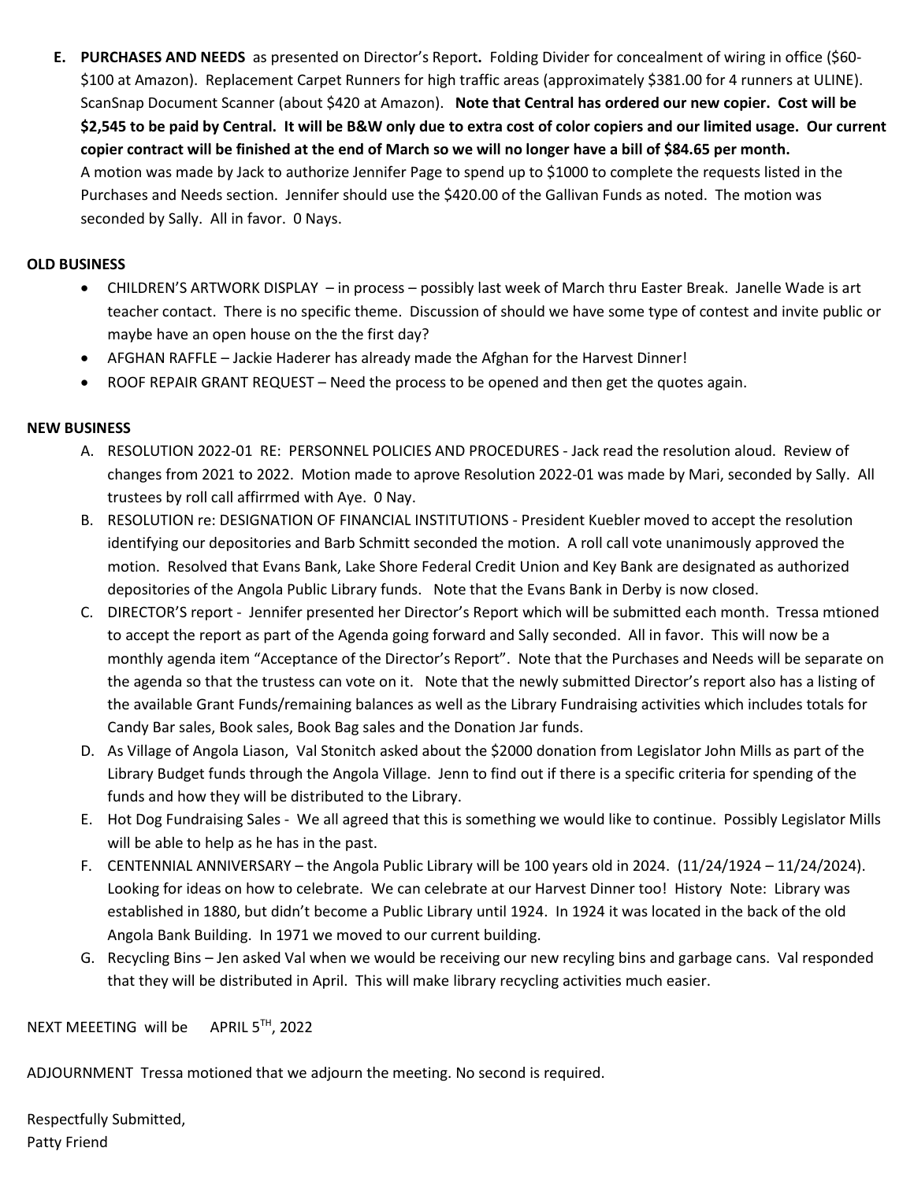E. **PURCHASES AND NEEDS** as presented on Director's Report**.** Folding Divider for concealment of wiring in office ($60-$100 at Amazon). Replacement Carpet Runners for high traffic areas (approximately $381.00 for 4 runners at ULINE). ScanSnap Document Scanner (about $420 at Amazon). **Note that Central has ordered our new copier. Cost will be $2,545 to be paid by Central. It will be B&W only due to extra cost of color copiers and our limited usage. Our current copier contract will be finished at the end of March so we will no longer have a bill of $84.65 per month.**
A motion was made by Jack to authorize Jennifer Page to spend up to $1000 to complete the requests listed in the Purchases and Needs section. Jennifer should use the $420.00 of the Gallivan Funds as noted. The motion was seconded by Sally. All in favor. 0 Nays.

**OLD BUSINESS**

- CHILDREN'S ARTWORK DISPLAY – in process – possibly last week of March thru Easter Break. Janelle Wade is art teacher contact. There is no specific theme. Discussion of should we have some type of contest and invite public or maybe have an open house on the the first day?
- AFGHAN RAFFLE – Jackie Haderer has already made the Afghan for the Harvest Dinner!
- ROOF REPAIR GRANT REQUEST – Need the process to be opened and then get the quotes again.

**NEW BUSINESS**

A. RESOLUTION 2022-01 RE: PERSONNEL POLICIES AND PROCEDURES - Jack read the resolution aloud. Review of changes from 2021 to 2022. Motion made to aprove Resolution 2022-01 was made by Mari, seconded by Sally. All trustees by roll call affirrmed with Aye. 0 Nay.

B. RESOLUTION re: DESIGNATION OF FINANCIAL INSTITUTIONS - President Kuebler moved to accept the resolution identifying our depositories and Barb Schmitt seconded the motion. A roll call vote unanimously approved the motion. Resolved that Evans Bank, Lake Shore Federal Credit Union and Key Bank are designated as authorized depositories of the Angola Public Library funds. Note that the Evans Bank in Derby is now closed.

C. DIRECTOR'S report - Jennifer presented her Director's Report which will be submitted each month. Tressa mtioned to accept the report as part of the Agenda going forward and Sally seconded. All in favor. This will now be a monthly agenda item "Acceptance of the Director's Report". Note that the Purchases and Needs will be separate on the agenda so that the trustess can vote on it. Note that the newly submitted Director's report also has a listing of the available Grant Funds/remaining balances as well as the Library Fundraising activities which includes totals for Candy Bar sales, Book sales, Book Bag sales and the Donation Jar funds.

D. As Village of Angola Liason, Val Stonitch asked about the $2000 donation from Legislator John Mills as part of the Library Budget funds through the Angola Village. Jenn to find out if there is a specific criteria for spending of the funds and how they will be distributed to the Library.

E. Hot Dog Fundraising Sales - We all agreed that this is something we would like to continue. Possibly Legislator Mills will be able to help as he has in the past.

F. CENTENNIAL ANNIVERSARY – the Angola Public Library will be 100 years old in 2024. (11/24/1924 – 11/24/2024). Looking for ideas on how to celebrate. We can celebrate at our Harvest Dinner too! History Note: Library was established in 1880, but didn't become a Public Library until 1924. In 1924 it was located in the back of the old Angola Bank Building. In 1971 we moved to our current building.

G. Recycling Bins – Jen asked Val when we would be receiving our new recyling bins and garbage cans. Val responded that they will be distributed in April. This will make library recycling activities much easier.

NEXT MEEETING will be APRIL 5TH, 2022

ADJOURNMENT Tressa motioned that we adjourn the meeting. No second is required.

Respectfully Submitted,
Patty Friend